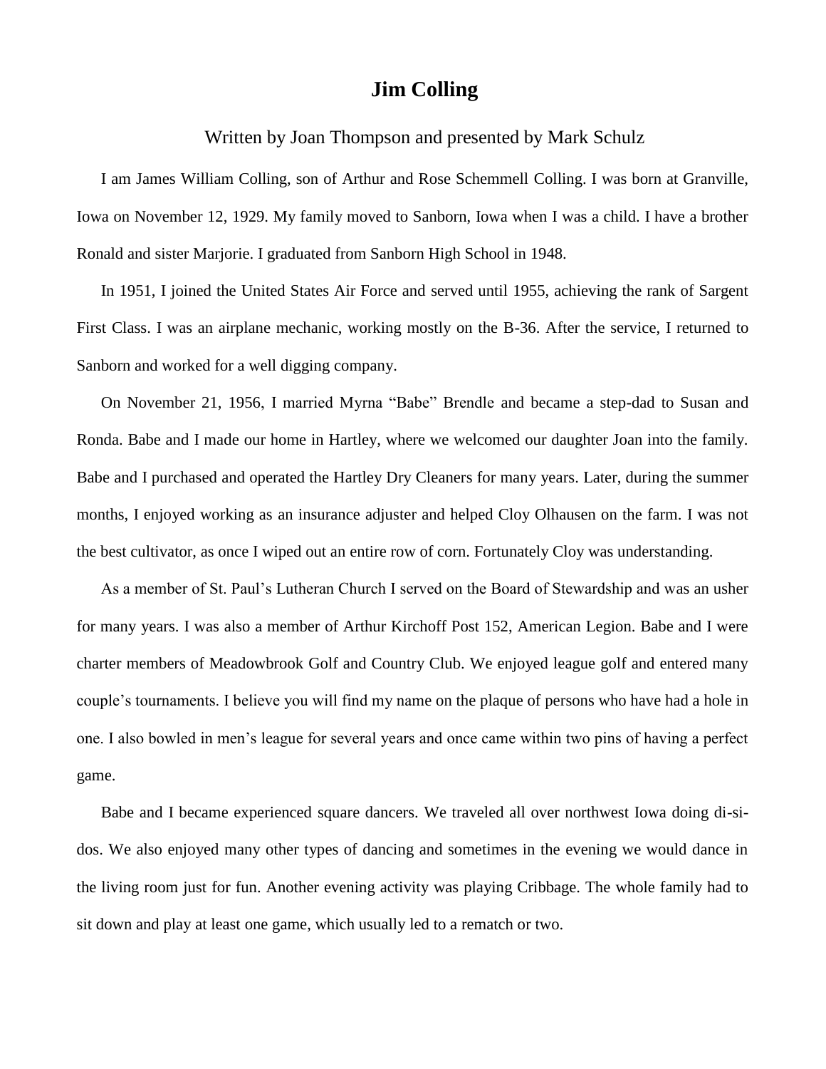# Jim Colling

Written by Joan Thompson and presented by Mark Schulz

I am James William Colling, son of Arthur and Rose Schemmell Colling. I was born at Granville, Iowa on November 12, 1929. My family moved to Sanborn, Iowa when I was a child. I have a brother Ronald and sister Marjorie. I graduated from Sanborn High School in 1948.

In 1951, I joined the United States Air Force and served until 1955, achieving the rank of Sargent First Class. I was an airplane mechanic, working mostly on the B-36. After the service, I returned to Sanborn and worked for a well digging company.

On November 21, 1956, I married Myrna "Babe" Brendle and became a step-dad to Susan and Ronda. Babe and I made our home in Hartley, where we welcomed our daughter Joan into the family. Babe and I purchased and operated the Hartley Dry Cleaners for many years. Later, during the summer months, I enjoyed working as an insurance adjuster and helped Cloy Olhausen on the farm. I was not the best cultivator, as once I wiped out an entire row of corn. Fortunately Cloy was understanding.

As a member of St. Paul's Lutheran Church I served on the Board of Stewardship and was an usher for many years. I was also a member of Arthur Kirchoff Post 152, American Legion. Babe and I were charter members of Meadowbrook Golf and Country Club. We enjoyed league golf and entered many couple's tournaments. I believe you will find my name on the plaque of persons who have had a hole in one. I also bowled in men's league for several years and once came within two pins of having a perfect game.

Babe and I became experienced square dancers. We traveled all over northwest Iowa doing di-si-dos. We also enjoyed many other types of dancing and sometimes in the evening we would dance in the living room just for fun. Another evening activity was playing Cribbage. The whole family had to sit down and play at least one game, which usually led to a rematch or two.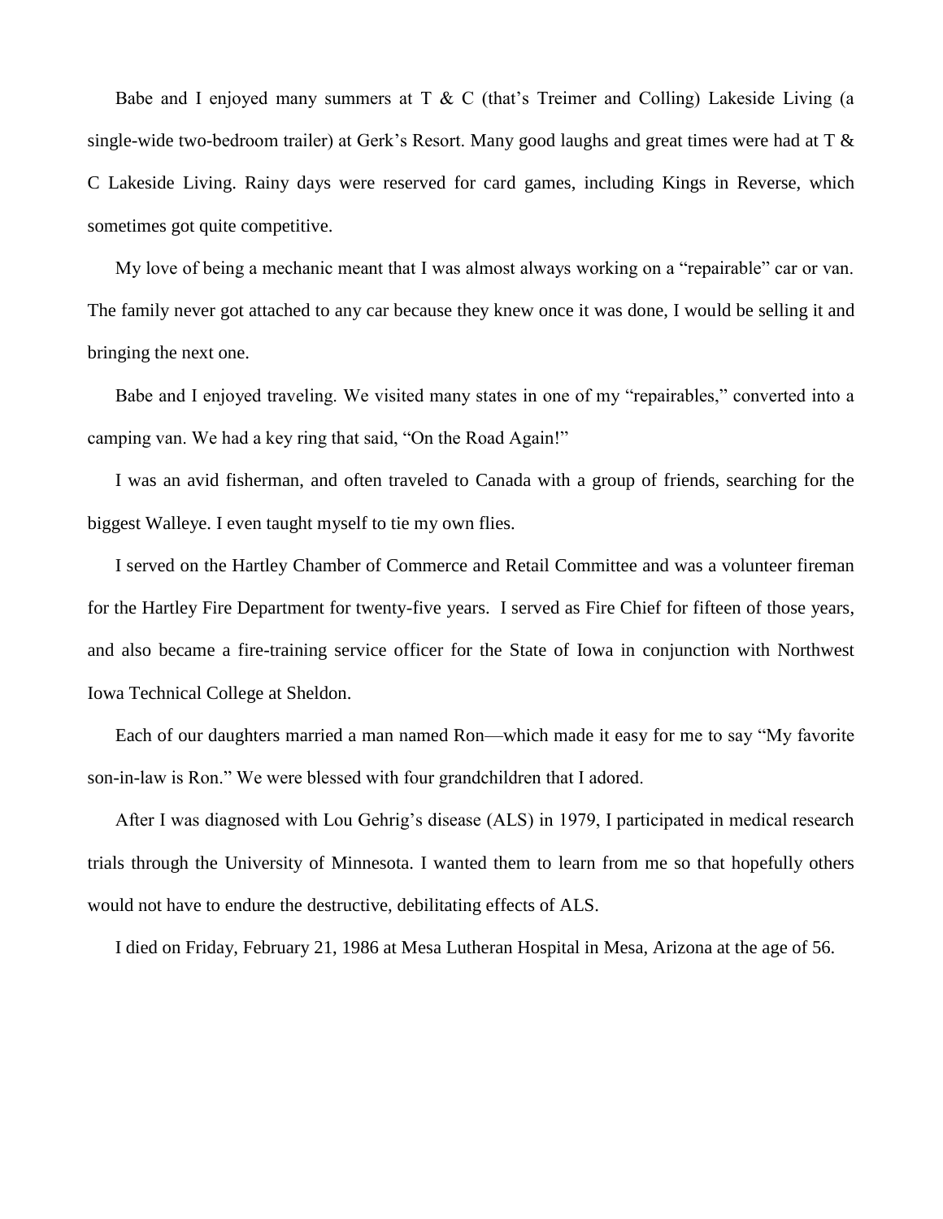Babe and I enjoyed many summers at T & C (that's Treimer and Colling) Lakeside Living (a single-wide two-bedroom trailer) at Gerk's Resort. Many good laughs and great times were had at T & C Lakeside Living. Rainy days were reserved for card games, including Kings in Reverse, which sometimes got quite competitive.

My love of being a mechanic meant that I was almost always working on a "repairable" car or van. The family never got attached to any car because they knew once it was done, I would be selling it and bringing the next one.

Babe and I enjoyed traveling. We visited many states in one of my "repairables," converted into a camping van. We had a key ring that said, "On the Road Again!"

I was an avid fisherman, and often traveled to Canada with a group of friends, searching for the biggest Walleye. I even taught myself to tie my own flies.

I served on the Hartley Chamber of Commerce and Retail Committee and was a volunteer fireman for the Hartley Fire Department for twenty-five years. I served as Fire Chief for fifteen of those years, and also became a fire-training service officer for the State of Iowa in conjunction with Northwest Iowa Technical College at Sheldon.

Each of our daughters married a man named Ron—which made it easy for me to say "My favorite son-in-law is Ron." We were blessed with four grandchildren that I adored.

After I was diagnosed with Lou Gehrig's disease (ALS) in 1979, I participated in medical research trials through the University of Minnesota. I wanted them to learn from me so that hopefully others would not have to endure the destructive, debilitating effects of ALS.

I died on Friday, February 21, 1986 at Mesa Lutheran Hospital in Mesa, Arizona at the age of 56.